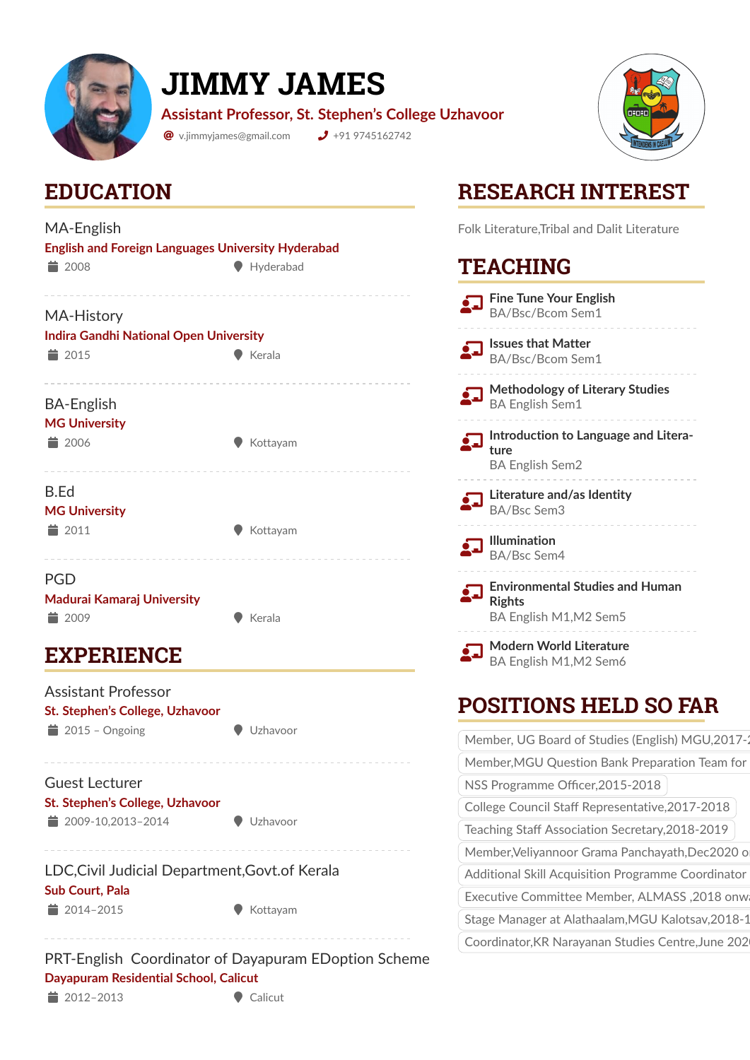# JIMMY JAMES

**Assistant Professor, St. Stephen's College Uzhavoor**

v.jimmyjames@gmail.com | +91 9745162742

## EDUCATION

**MA-English**
English and Foreign Languages University Hyderabad
2008 | Hyderabad

**MA-History**
Indira Gandhi National Open University
2015 | Kerala

**BA-English**
MG University
2006 | Kottayam

**B.Ed**
MG University
2011 | Kottayam

**PGD**
Madurai Kamaraj University
2009 | Kerala

## EXPERIENCE

**Assistant Professor**
St. Stephen's College, Uzhavoor
2015 – Ongoing | Uzhavoor

**Guest Lecturer**
St. Stephen's College, Uzhavoor
2009-10,2013–2014 | Uzhavoor

**LDC,Civil Judicial Department,Govt.of Kerala**
Sub Court, Pala
2014–2015 | Kottayam

**PRT-English Coordinator of Dayapuram EDoption Scheme**
Dayapuram Residential School, Calicut
2012–2013 | Calicut

## RESEARCH INTEREST

Folk Literature,Tribal and Dalit Literature

## TEACHING

- **Fine Tune Your English**
  BA/Bsc/Bcom Sem1
- **Issues that Matter**
  BA/Bsc/Bcom Sem1
- **Methodology of Literary Studies**
  BA English Sem1
- **Introduction to Language and Literature**
  BA English Sem2
- **Literature and/as Identity**
  BA/Bsc Sem3
- **Illumination**
  BA/Bsc Sem4
- **Environmental Studies and Human Rights**
  BA English M1,M2 Sem5
- **Modern World Literature**
  BA English M1,M2 Sem6

## POSITIONS HELD SO FAR

- Member, UG Board of Studies (English) MGU,2017-2
- Member,MGU Question Bank Preparation Team for
- NSS Programme Officer,2015-2018
- College Council Staff Representative,2017-2018
- Teaching Staff Association Secretary,2018-2019
- Member,Veliyannoor Grama Panchayath,Dec2020 o
- Additional Skill Acquisition Programme Coordinator
- Executive Committee Member, ALMASS ,2018 onwa
- Stage Manager at Alathaalam,MGU Kalotsav,2018-1
- Coordinator,KR Narayanan Studies Centre,June 202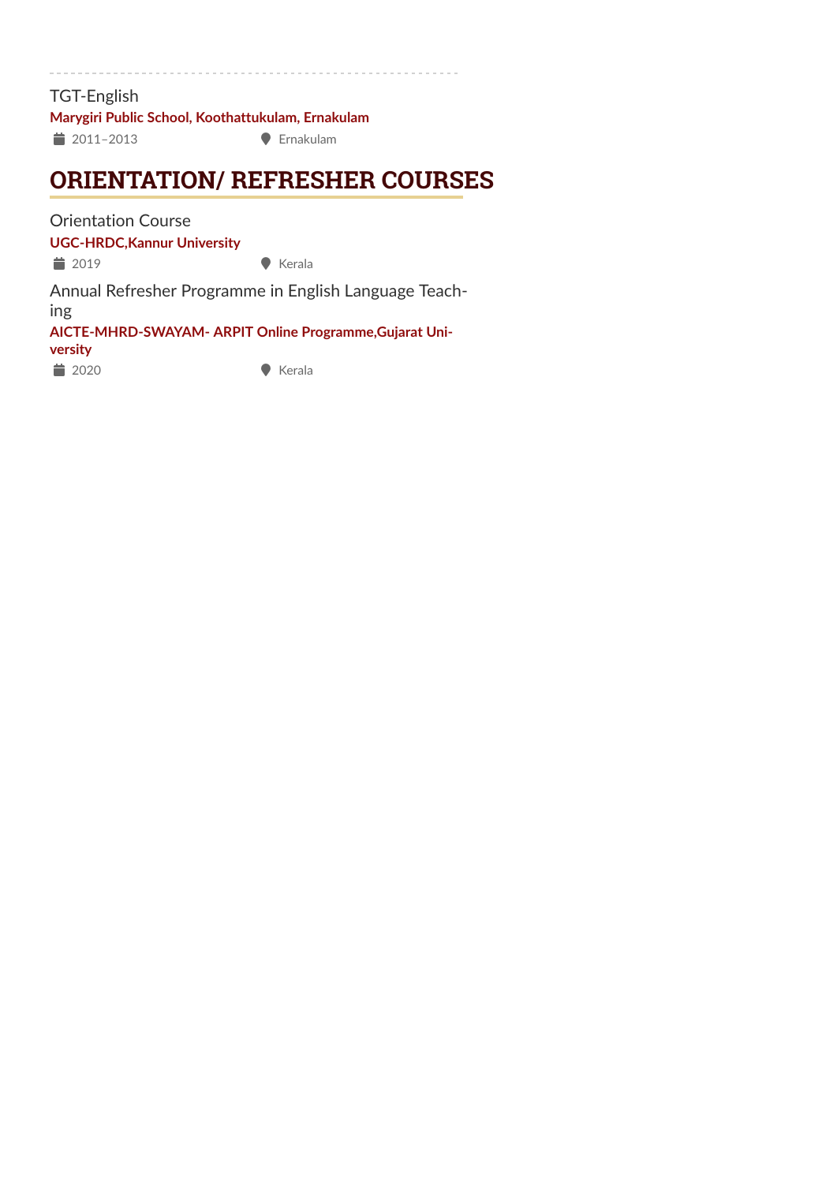TGT-English

**Marygiri Public School, Koothattukulam, Ernakulam**

2011–2013 Ernakulam

## ORIENTATION/ REFRESHER COURSES

Orientation Course

**UGC-HRDC,Kannur University**

2019 Kerala

Annual Refresher Programme in English Language Teaching

**AICTE-MHRD-SWAYAM- ARPIT Online Programme,Gujarat University**

2020 Kerala